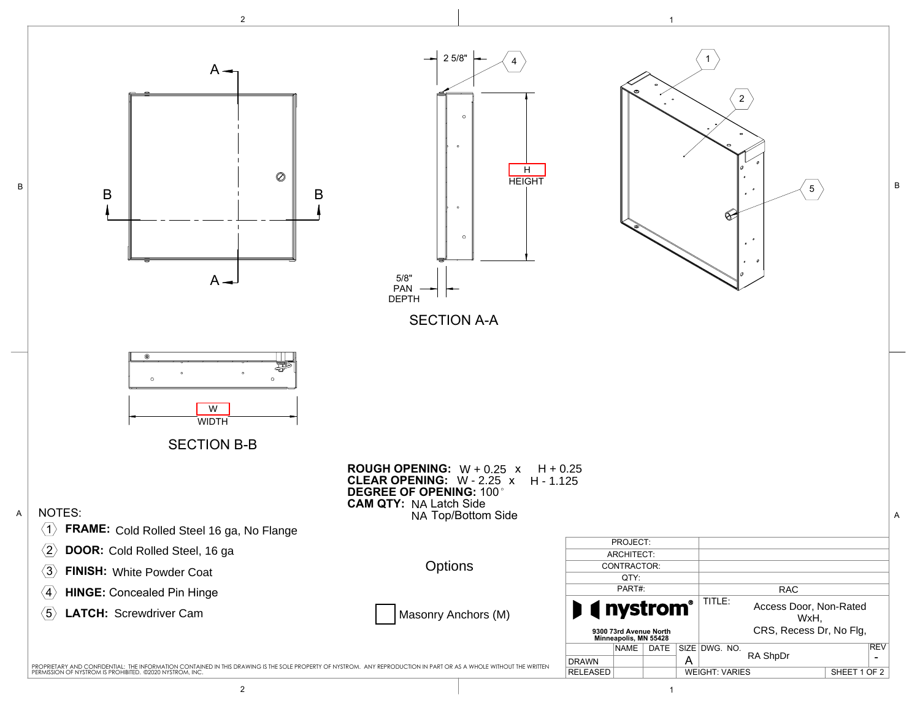SECTION A-A

2 5/8"

H
HEIGHT

5/8"
PAN
DEPTH

SECTION B-B

W
WIDTH

**ROUGH OPENING:** W + 0.25 x H + 0.25
**CLEAR OPENING:** W - 2.25 x H - 1.125
**DEGREE OF OPENING:** 100°
**CAM QTY:** NA Latch Side
NA Top/Bottom Side

NOTES:

1. **FRAME:** Cold Rolled Steel 16 ga, No Flange
2. **DOOR:** Cold Rolled Steel, 16 ga
3. **FINISH:** White Powder Coat
4. **HINGE:** Concealed Pin Hinge
5. **LATCH:** Screwdriver Cam

Options

☐ Masonry Anchors (M)

| | |
|---|---|
| PROJECT: | |
| ARCHITECT: | |
| CONTRACTOR: | |
| QTY: | |
| PART#: | RAC |

nystrom®
9300 73rd Avenue North
Minneapolis, MN 55428

TITLE: Access Door, Non-Rated WxH, CRS, Recess Dr, No Flg,

| | NAME | DATE | SIZE | DWG. NO. | REV |
|---|---|---|---|---|---|
| DRAWN | | | A | RA ShpDr | - |
| RELEASED | | | WEIGHT: VARIES | | SHEET 1 OF 2 |

PROPRIETARY AND CONFIDENTIAL: THE INFORMATION CONTAINED IN THIS DRAWING IS THE SOLE PROPERTY OF NYSTROM. ANY REPRODUCTION IN PART OR AS A WHOLE WITHOUT THE WRITTEN PERMISSION OF NYSTROM IS PROHIBITED. ©2020 NYSTROM, INC.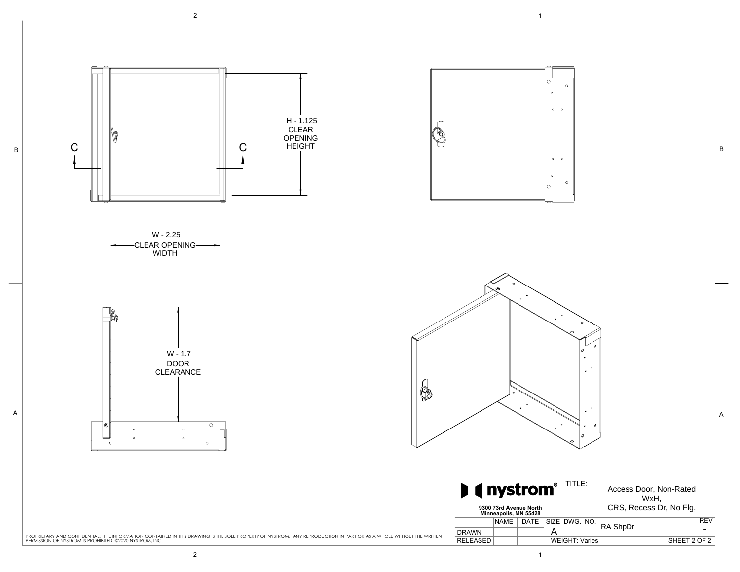C C

H - 1.125
CLEAR
OPENING
HEIGHT

W - 2.25
CLEAR OPENING
WIDTH

W - 1.7
DOOR
CLEARANCE

**nystrom®**

9300 73rd Avenue North
Minneapolis, MN 55428

| | | | | | |
|---|---|---|---|---|---|
| TITLE: | Access Door, Non-Rated WxH, CRS, Recess Dr, No Flg, | | | | |
| | NAME | DATE | SIZE | DWG. NO. RA ShpDr | REV - |
| DRAWN | | | A | | |
| RELEASED | | | WEIGHT: Varies | | SHEET 2 OF 2 |

PROPRIETARY AND CONFIDENTIAL: THE INFORMATION CONTAINED IN THIS DRAWING IS THE SOLE PROPERTY OF NYSTROM. ANY REPRODUCTION IN PART OR AS A WHOLE WITHOUT THE WRITTEN PERMISSION OF NYSTROM IS PROHIBITED. ©2020 NYSTROM, INC.